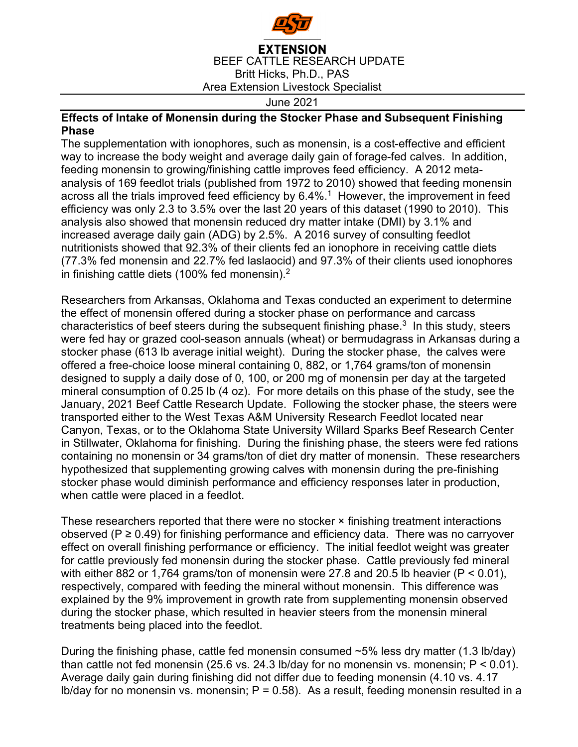**EXTENSION**

BEEF CATTLE RESEARCH UPDATE

Britt Hicks, Ph.D., PAS

Area Extension Livestock Specialist

June 2021

## Effects of Intake of Monensin during the Stocker Phase and Subsequent Finishing Phase

The supplementation with ionophores, such as monensin, is a cost-effective and efficient way to increase the body weight and average daily gain of forage-fed calves. In addition, feeding monensin to growing/finishing cattle improves feed efficiency. A 2012 meta-analysis of 169 feedlot trials (published from 1972 to 2010) showed that feeding monensin across all the trials improved feed efficiency by 6.4%.[1] However, the improvement in feed efficiency was only 2.3 to 3.5% over the last 20 years of this dataset (1990 to 2010). This analysis also showed that monensin reduced dry matter intake (DMI) by 3.1% and increased average daily gain (ADG) by 2.5%. A 2016 survey of consulting feedlot nutritionists showed that 92.3% of their clients fed an ionophore in receiving cattle diets (77.3% fed monensin and 22.7% fed laslaocid) and 97.3% of their clients used ionophores in finishing cattle diets (100% fed monensin).[2]

Researchers from Arkansas, Oklahoma and Texas conducted an experiment to determine the effect of monensin offered during a stocker phase on performance and carcass characteristics of beef steers during the subsequent finishing phase.[3] In this study, steers were fed hay or grazed cool-season annuals (wheat) or bermudagrass in Arkansas during a stocker phase (613 lb average initial weight). During the stocker phase, the calves were offered a free-choice loose mineral containing 0, 882, or 1,764 grams/ton of monensin designed to supply a daily dose of 0, 100, or 200 mg of monensin per day at the targeted mineral consumption of 0.25 lb (4 oz). For more details on this phase of the study, see the January, 2021 Beef Cattle Research Update. Following the stocker phase, the steers were transported either to the West Texas A&M University Research Feedlot located near Canyon, Texas, or to the Oklahoma State University Willard Sparks Beef Research Center in Stillwater, Oklahoma for finishing. During the finishing phase, the steers were fed rations containing no monensin or 34 grams/ton of diet dry matter of monensin. These researchers hypothesized that supplementing growing calves with monensin during the pre-finishing stocker phase would diminish performance and efficiency responses later in production, when cattle were placed in a feedlot.

These researchers reported that there were no stocker × finishing treatment interactions observed ($P \geq 0.49$) for finishing performance and efficiency data. There was no carryover effect on overall finishing performance or efficiency. The initial feedlot weight was greater for cattle previously fed monensin during the stocker phase. Cattle previously fed mineral with either 882 or 1,764 grams/ton of monensin were 27.8 and 20.5 lb heavier ($P < 0.01$), respectively, compared with feeding the mineral without monensin. This difference was explained by the 9% improvement in growth rate from supplementing monensin observed during the stocker phase, which resulted in heavier steers from the monensin mineral treatments being placed into the feedlot.

During the finishing phase, cattle fed monensin consumed ~5% less dry matter (1.3 lb/day) than cattle not fed monensin (25.6 vs. 24.3 lb/day for no monensin vs. monensin; $P < 0.01$). Average daily gain during finishing did not differ due to feeding monensin (4.10 vs. 4.17 lb/day for no monensin vs. monensin; $P = 0.58$). As a result, feeding monensin resulted in a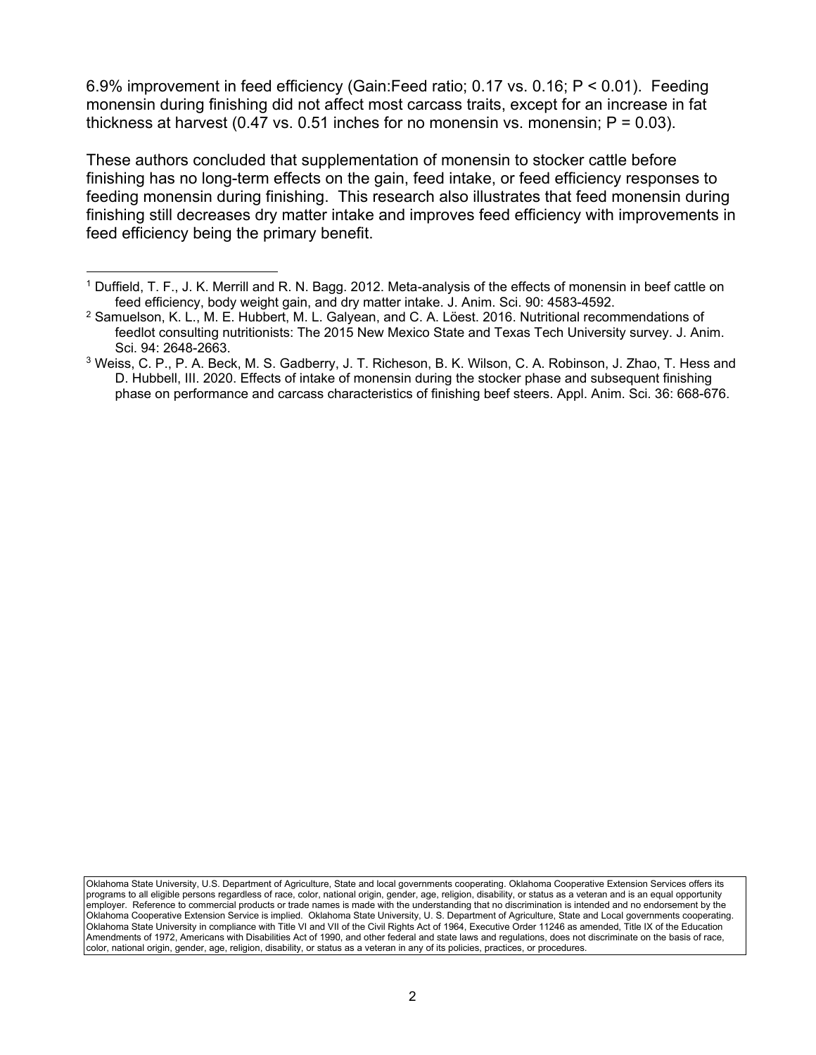6.9% improvement in feed efficiency (Gain:Feed ratio; 0.17 vs. 0.16; $P < 0.01$). Feeding monensin during finishing did not affect most carcass traits, except for an increase in fat thickness at harvest (0.47 vs. 0.51 inches for no monensin vs. monensin; $P = 0.03$).

These authors concluded that supplementation of monensin to stocker cattle before finishing has no long-term effects on the gain, feed intake, or feed efficiency responses to feeding monensin during finishing. This research also illustrates that feed monensin during finishing still decreases dry matter intake and improves feed efficiency with improvements in feed efficiency being the primary benefit.

---

[1] Duffield, T. F., J. K. Merrill and R. N. Bagg. 2012. Meta-analysis of the effects of monensin in beef cattle on feed efficiency, body weight gain, and dry matter intake. J. Anim. Sci. 90: 4583-4592.

[2] Samuelson, K. L., M. E. Hubbert, M. L. Galyean, and C. A. Löest. 2016. Nutritional recommendations of feedlot consulting nutritionists: The 2015 New Mexico State and Texas Tech University survey. J. Anim. Sci. 94: 2648-2663.

[3] Weiss, C. P., P. A. Beck, M. S. Gadberry, J. T. Richeson, B. K. Wilson, C. A. Robinson, J. Zhao, T. Hess and D. Hubbell, III. 2020. Effects of intake of monensin during the stocker phase and subsequent finishing phase on performance and carcass characteristics of finishing beef steers. Appl. Anim. Sci. 36: 668-676.

Oklahoma State University, U.S. Department of Agriculture, State and local governments cooperating. Oklahoma Cooperative Extension Services offers its programs to all eligible persons regardless of race, color, national origin, gender, age, religion, disability, or status as a veteran and is an equal opportunity employer. Reference to commercial products or trade names is made with the understanding that no discrimination is intended and no endorsement by the Oklahoma Cooperative Extension Service is implied. Oklahoma State University, U. S. Department of Agriculture, State and Local governments cooperating. Oklahoma State University in compliance with Title VI and VII of the Civil Rights Act of 1964, Executive Order 11246 as amended, Title IX of the Education Amendments of 1972, Americans with Disabilities Act of 1990, and other federal and state laws and regulations, does not discriminate on the basis of race, color, national origin, gender, age, religion, disability, or status as a veteran in any of its policies, practices, or procedures.